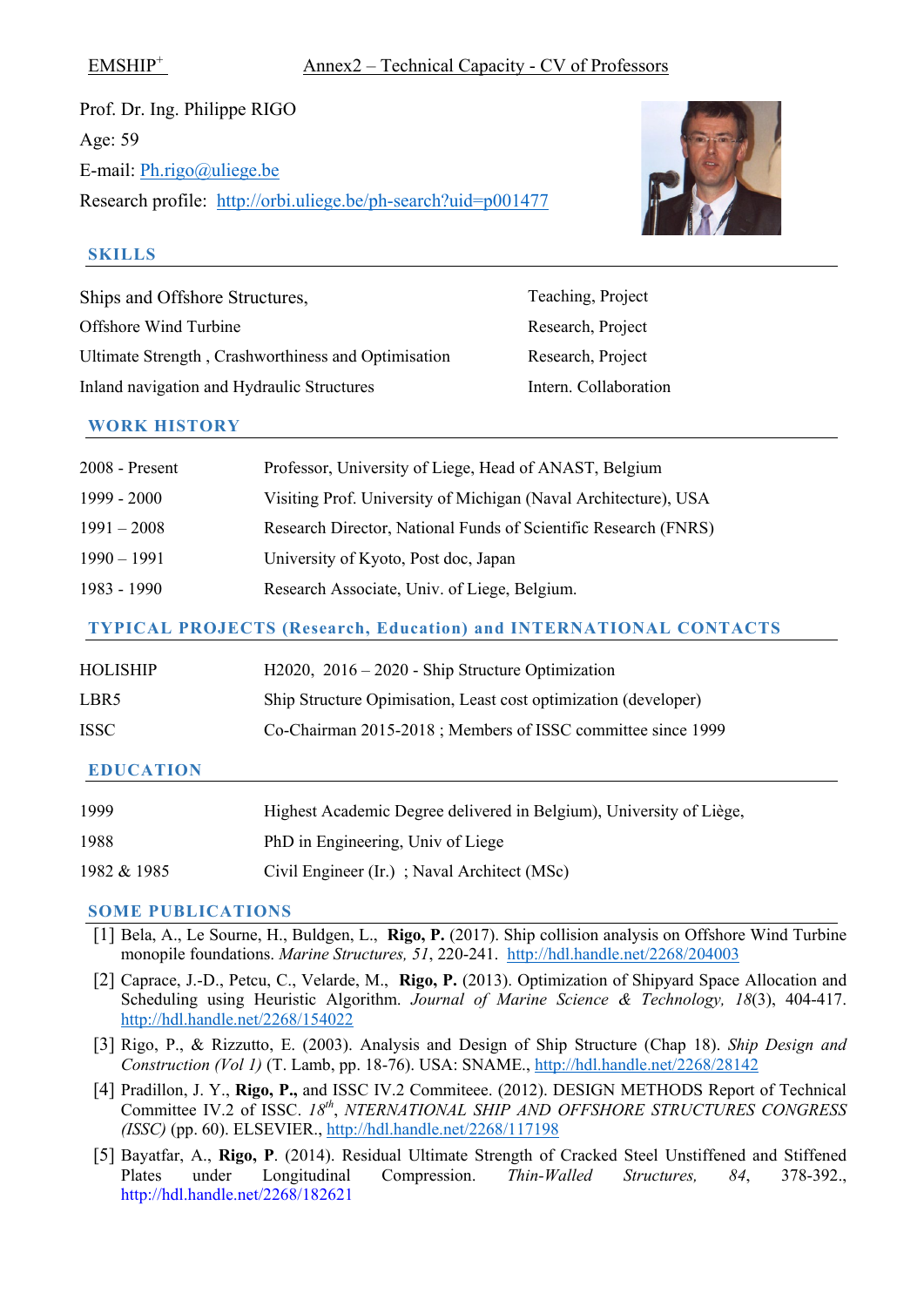EMSHIP+ Annex2 – Technical Capacity - CV of Professors

Prof. Dr. Ing. Philippe RIGO

Age: 59

E-mail: Ph.rigo@uliege.be

Research profile: http://orbi.uliege.be/ph-search?uid=p001477

## SKILLS

| | |
|---|---|
| Ships and Offshore Structures, | Teaching, Project |
| Offshore Wind Turbine | Research, Project |
| Ultimate Strength , Crashworthiness and Optimisation | Research, Project |
| Inland navigation and Hydraulic Structures | Intern. Collaboration |

## WORK HISTORY

| | |
|---|---|
| 2008 - Present | Professor, University of Liege, Head of ANAST, Belgium |
| 1999 - 2000 | Visiting Prof. University of Michigan (Naval Architecture), USA |
| 1991 – 2008 | Research Director, National Funds of Scientific Research (FNRS) |
| 1990 – 1991 | University of Kyoto, Post doc, Japan |
| 1983 - 1990 | Research Associate, Univ. of Liege, Belgium. |

## TYPICAL PROJECTS (Research, Education) and INTERNATIONAL CONTACTS

| | |
|---|---|
| HOLISHIP | H2020, 2016 – 2020 - Ship Structure Optimization |
| LBR5 | Ship Structure Opimisation, Least cost optimization (developer) |
| ISSC | Co-Chairman 2015-2018 ; Members of ISSC committee since 1999 |

## EDUCATION

| | |
|---|---|
| 1999 | Highest Academic Degree delivered in Belgium), University of Liège, |
| 1988 | PhD in Engineering, Univ of Liege |
| 1982 & 1985 | Civil Engineer (Ir.) ; Naval Architect (MSc) |

## SOME PUBLICATIONS

[1] Bela, A., Le Sourne, H., Buldgen, L., **Rigo, P.** (2017). Ship collision analysis on Offshore Wind Turbine monopile foundations. *Marine Structures, 51*, 220-241. http://hdl.handle.net/2268/204003

[2] Caprace, J.-D., Petcu, C., Velarde, M., **Rigo, P.** (2013). Optimization of Shipyard Space Allocation and Scheduling using Heuristic Algorithm. *Journal of Marine Science & Technology, 18*(3), 404-417. http://hdl.handle.net/2268/154022

[3] Rigo, P., & Rizzutto, E. (2003). Analysis and Design of Ship Structure (Chap 18). *Ship Design and Construction (Vol 1)* (T. Lamb, pp. 18-76). USA: SNAME., http://hdl.handle.net/2268/28142

[4] Pradillon, J. Y., **Rigo, P.,** and ISSC IV.2 Commiteee. (2012). DESIGN METHODS Report of Technical Committee IV.2 of ISSC. *18th, NTERNATIONAL SHIP AND OFFSHORE STRUCTURES CONGRESS (ISSC)* (pp. 60). ELSEVIER., http://hdl.handle.net/2268/117198

[5] Bayatfar, A., **Rigo, P**. (2014). Residual Ultimate Strength of Cracked Steel Unstiffened and Stiffened Plates under Longitudinal Compression. *Thin-Walled Structures, 84*, 378-392., http://hdl.handle.net/2268/182621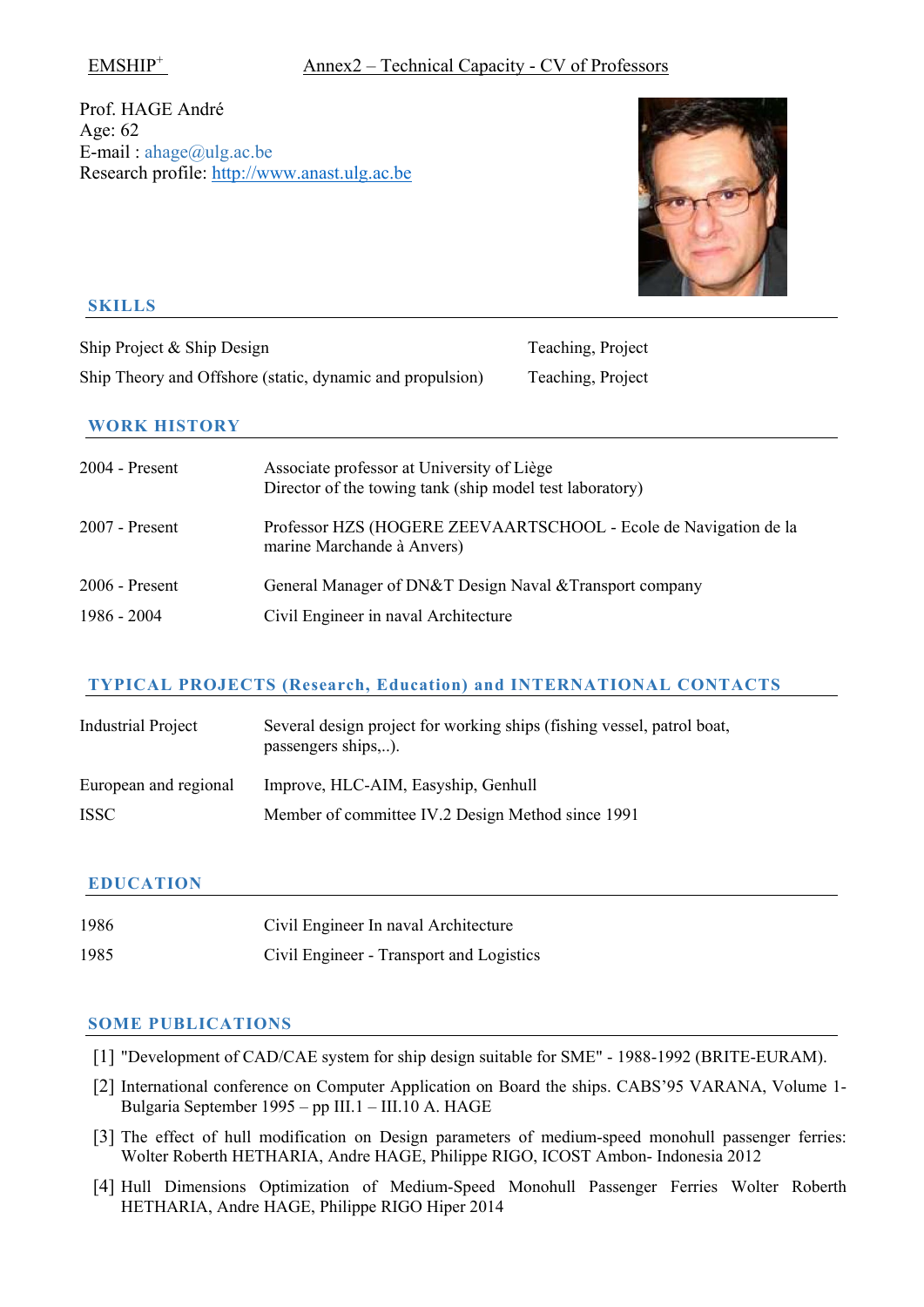Prof. HAGE André
Age: 62
E-mail : ahage@ulg.ac.be
Research profile: http://www.anast.ulg.ac.be

## SKILLS

| | |
|---|---|
| Ship Project & Ship Design | Teaching, Project |
| Ship Theory and Offshore (static, dynamic and propulsion) | Teaching, Project |

## WORK HISTORY

| | |
|---|---|
| 2004 - Present | Associate professor at University of Liège<br>Director of the towing tank (ship model test laboratory) |
| 2007 - Present | Professor HZS (HOGERE ZEEVAARTSCHOOL - Ecole de Navigation de la marine Marchande à Anvers) |
| 2006 - Present | General Manager of DN&T Design Naval &Transport company |
| 1986 - 2004 | Civil Engineer in naval Architecture |

## TYPICAL PROJECTS (Research, Education) and INTERNATIONAL CONTACTS

| | |
|---|---|
| Industrial Project | Several design project for working ships (fishing vessel, patrol boat, passengers ships,..). |
| European and regional | Improve, HLC-AIM, Easyship, Genhull |
| ISSC | Member of committee IV.2 Design Method since 1991 |

## EDUCATION

| | |
|---|---|
| 1986 | Civil Engineer In naval Architecture |
| 1985 | Civil Engineer - Transport and Logistics |

## SOME PUBLICATIONS

[1] "Development of CAD/CAE system for ship design suitable for SME" - 1988-1992 (BRITE-EURAM).

[2] International conference on Computer Application on Board the ships. CABS'95 VARANA, Volume 1- Bulgaria September 1995 – pp III.1 – III.10 A. HAGE

[3] The effect of hull modification on Design parameters of medium-speed monohull passenger ferries: Wolter Roberth HETHARIA, Andre HAGE, Philippe RIGO, ICOST Ambon- Indonesia 2012

[4] Hull Dimensions Optimization of Medium-Speed Monohull Passenger Ferries Wolter Roberth HETHARIA, Andre HAGE, Philippe RIGO Hiper 2014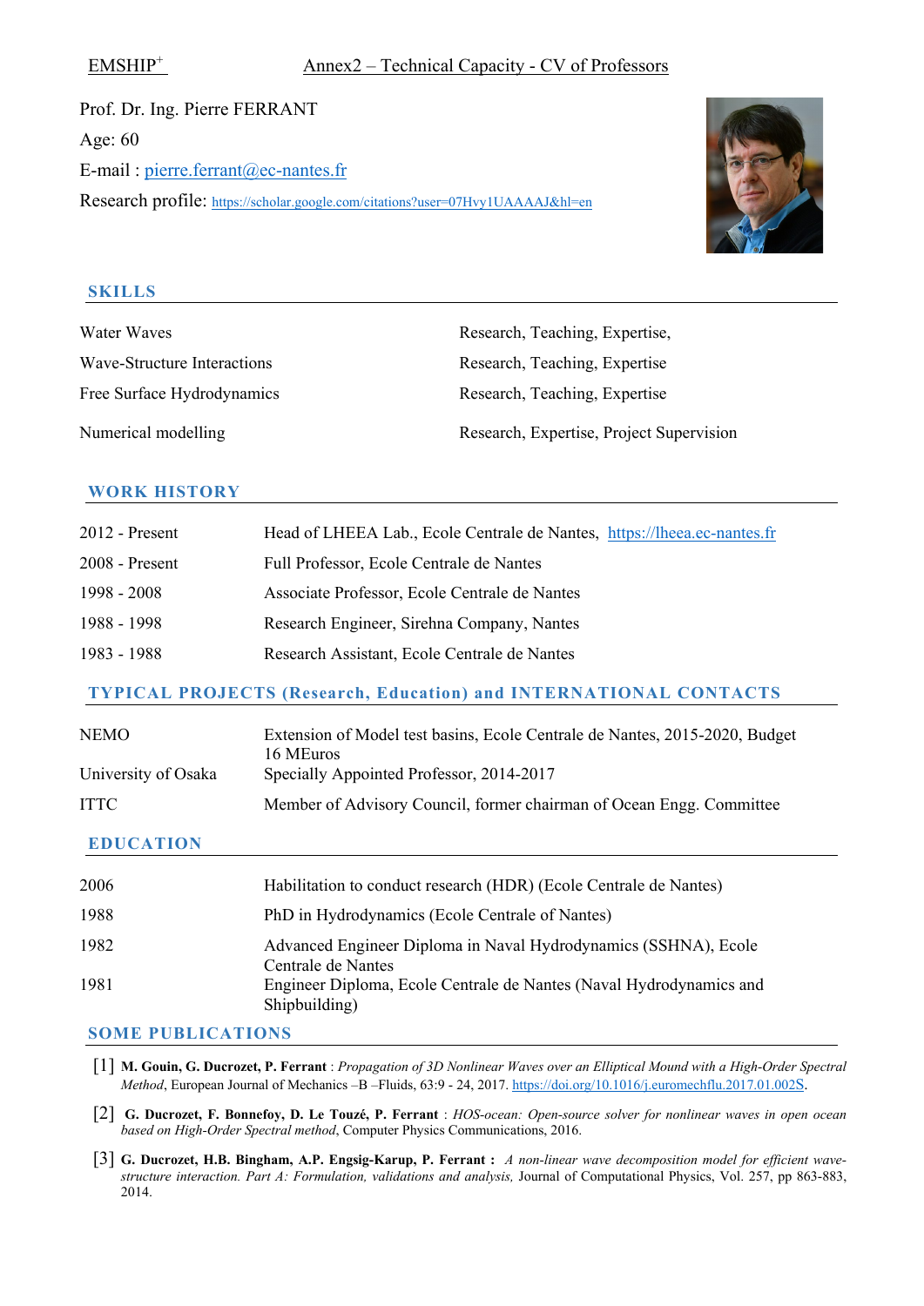Prof. Dr. Ing. Pierre FERRANT

Age: 60

E-mail : pierre.ferrant@ec-nantes.fr

Research profile: https://scholar.google.com/citations?user=07Hvy1UAAAAJ&hl=en

## SKILLS

| | |
|---|---|
| Water Waves | Research, Teaching, Expertise, |
| Wave-Structure Interactions | Research, Teaching, Expertise |
| Free Surface Hydrodynamics | Research, Teaching, Expertise |
| Numerical modelling | Research, Expertise, Project Supervision |

## WORK HISTORY

| | |
|---|---|
| 2012 - Present | Head of LHEEA Lab., Ecole Centrale de Nantes, https://lheea.ec-nantes.fr |
| 2008 - Present | Full Professor, Ecole Centrale de Nantes |
| 1998 - 2008 | Associate Professor, Ecole Centrale de Nantes |
| 1988 - 1998 | Research Engineer, Sirehna Company, Nantes |
| 1983 - 1988 | Research Assistant, Ecole Centrale de Nantes |

## TYPICAL PROJECTS (Research, Education) and INTERNATIONAL CONTACTS

| | |
|---|---|
| NEMO | Extension of Model test basins, Ecole Centrale de Nantes, 2015-2020, Budget 16 MEuros |
| University of Osaka | Specially Appointed Professor, 2014-2017 |
| ITTC | Member of Advisory Council, former chairman of Ocean Engg. Committee |

## EDUCATION

| | |
|---|---|
| 2006 | Habilitation to conduct research (HDR) (Ecole Centrale de Nantes) |
| 1988 | PhD in Hydrodynamics (Ecole Centrale of Nantes) |
| 1982 | Advanced Engineer Diploma in Naval Hydrodynamics (SSHNA), Ecole Centrale de Nantes |
| 1981 | Engineer Diploma, Ecole Centrale de Nantes (Naval Hydrodynamics and Shipbuilding) |

## SOME PUBLICATIONS

[1] **M. Gouin, G. Ducrozet, P. Ferrant** : *Propagation of 3D Nonlinear Waves over an Elliptical Mound with a High-Order Spectral Method*, European Journal of Mechanics –B –Fluids, 63:9 - 24, 2017. https://doi.org/10.1016/j.euromechflu.2017.01.002S.

[2] **G. Ducrozet, F. Bonnefoy, D. Le Touzé, P. Ferrant** : *HOS-ocean: Open-source solver for nonlinear waves in open ocean based on High-Order Spectral method*, Computer Physics Communications, 2016.

[3] **G. Ducrozet, H.B. Bingham, A.P. Engsig-Karup, P. Ferrant :** *A non-linear wave decomposition model for efficient wave-structure interaction. Part A: Formulation, validations and analysis,* Journal of Computational Physics, Vol. 257, pp 863-883, 2014.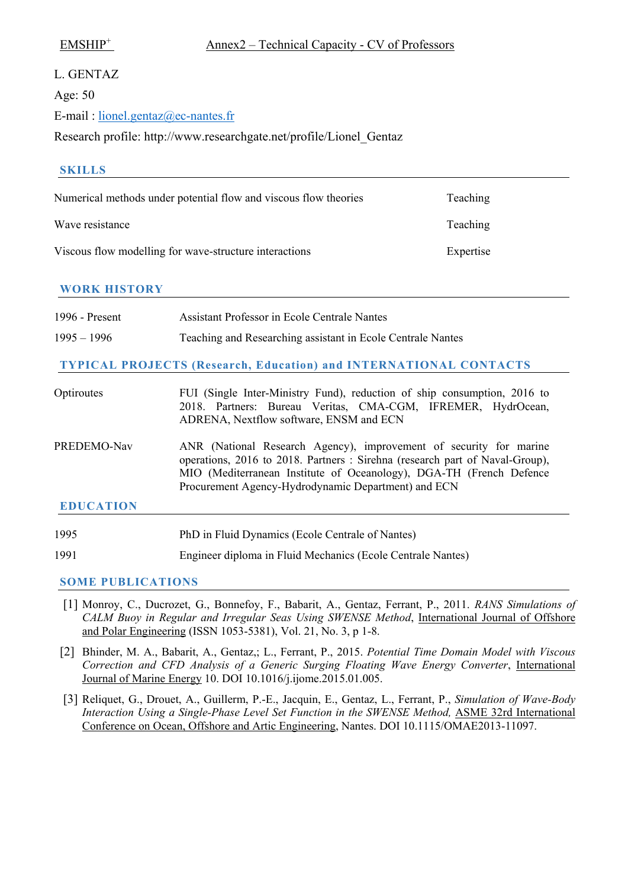L. GENTAZ

Age: 50

E-mail : lionel.gentaz@ec-nantes.fr

Research profile: http://www.researchgate.net/profile/Lionel_Gentaz

## SKILLS

| | |
|---|---|
| Numerical methods under potential flow and viscous flow theories | Teaching |
| Wave resistance | Teaching |
| Viscous flow modelling for wave-structure interactions | Expertise |

## WORK HISTORY

| | |
|---|---|
| 1996 - Present | Assistant Professor in Ecole Centrale Nantes |
| 1995 – 1996 | Teaching and Researching assistant in Ecole Centrale Nantes |

## TYPICAL PROJECTS (Research, Education) and INTERNATIONAL CONTACTS

| | |
|---|---|
| Optiroutes | FUI (Single Inter-Ministry Fund), reduction of ship consumption, 2016 to 2018. Partners: Bureau Veritas, CMA-CGM, IFREMER, HydrOcean, ADRENA, Nextflow software, ENSM and ECN |
| PREDEMO-Nav | ANR (National Research Agency), improvement of security for marine operations, 2016 to 2018. Partners : Sirehna (research part of Naval-Group), MIO (Mediterranean Institute of Oceanology), DGA-TH (French Defence Procurement Agency-Hydrodynamic Department) and ECN |

## EDUCATION

| | |
|---|---|
| 1995 | PhD in Fluid Dynamics (Ecole Centrale of Nantes) |
| 1991 | Engineer diploma in Fluid Mechanics (Ecole Centrale Nantes) |

## SOME PUBLICATIONS

[1] Monroy, C., Ducrozet, G., Bonnefoy, F., Babarit, A., Gentaz, Ferrant, P., 2011. *RANS Simulations of CALM Buoy in Regular and Irregular Seas Using SWENSE Method*, International Journal of Offshore and Polar Engineering (ISSN 1053-5381), Vol. 21, No. 3, p 1-8.

[2] Bhinder, M. A., Babarit, A., Gentaz,; L., Ferrant, P., 2015. *Potential Time Domain Model with Viscous Correction and CFD Analysis of a Generic Surging Floating Wave Energy Converter*, International Journal of Marine Energy 10. DOI 10.1016/j.ijome.2015.01.005.

[3] Reliquet, G., Drouet, A., Guillerm, P.-E., Jacquin, E., Gentaz, L., Ferrant, P., *Simulation of Wave-Body Interaction Using a Single-Phase Level Set Function in the SWENSE Method,* ASME 32rd International Conference on Ocean, Offshore and Artic Engineering, Nantes. DOI 10.1115/OMAE2013-11097.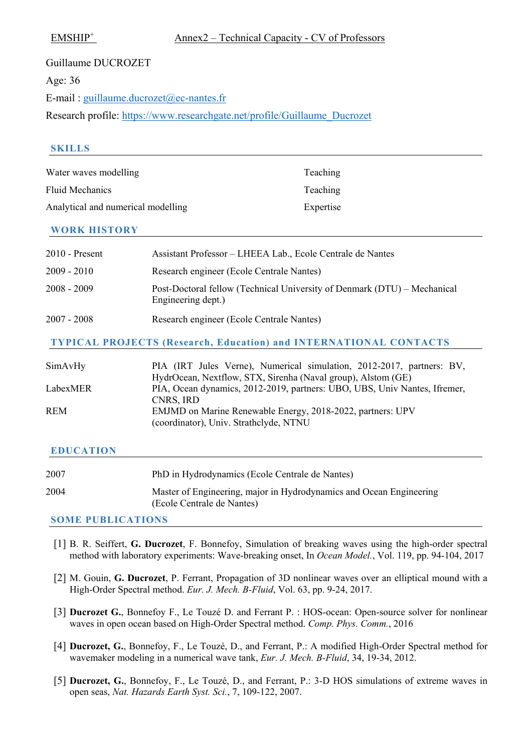Guillaume DUCROZET

Age: 36

E-mail : guillaume.ducrozet@ec-nantes.fr

Research profile: https://www.researchgate.net/profile/Guillaume_Ducrozet

## SKILLS

| | |
|---|---|
| Water waves modelling | Teaching |
| Fluid Mechanics | Teaching |
| Analytical and numerical modelling | Expertise |

## WORK HISTORY

| | |
|---|---|
| 2010 - Present | Assistant Professor – LHEEA Lab., Ecole Centrale de Nantes |
| 2009 - 2010 | Research engineer (Ecole Centrale Nantes) |
| 2008 - 2009 | Post-Doctoral fellow (Technical University of Denmark (DTU) – Mechanical Engineering dept.) |
| 2007 - 2008 | Research engineer (Ecole Centrale Nantes) |

## TYPICAL PROJECTS (Research, Education) and INTERNATIONAL CONTACTS

| | |
|---|---|
| SimAvHy | PIA (IRT Jules Verne), Numerical simulation, 2012-2017, partners: BV, HydrOcean, Nextflow, STX, Sirenha (Naval group), Alstom (GE) |
| LabexMER | PIA, Ocean dynamics, 2012-2019, partners: UBO, UBS, Univ Nantes, Ifremer, CNRS, IRD |
| REM | EMJMD on Marine Renewable Energy, 2018-2022, partners: UPV (coordinator), Univ. Strathclyde, NTNU |

## EDUCATION

| | |
|---|---|
| 2007 | PhD in Hydrodynamics (Ecole Centrale de Nantes) |
| 2004 | Master of Engineering, major in Hydrodynamics and Ocean Engineering (Ecole Centrale de Nantes) |

## SOME PUBLICATIONS

[1] B. R. Seiffert, **G. Ducrozet**, F. Bonnefoy, Simulation of breaking waves using the high-order spectral method with laboratory experiments: Wave-breaking onset, In *Ocean Model.*, Vol. 119, pp. 94-104, 2017

[2] M. Gouin, **G. Ducrozet**, P. Ferrant, Propagation of 3D nonlinear waves over an elliptical mound with a High-Order Spectral method. *Eur. J. Mech. B-Fluid*, Vol. 63, pp. 9-24, 2017.

[3] **Ducrozet G.**, Bonnefoy F., Le Touzé D. and Ferrant P. : HOS-ocean: Open-source solver for nonlinear waves in open ocean based on High-Order Spectral method. *Comp. Phys. Comm.*, 2016

[4] **Ducrozet, G.**, Bonnefoy, F., Le Touzé, D., and Ferrant, P.: A modified High-Order Spectral method for wavemaker modeling in a numerical wave tank, *Eur. J. Mech. B-Fluid*, 34, 19-34, 2012.

[5] **Ducrozet, G.**, Bonnefoy, F., Le Touzé, D., and Ferrant, P.: 3-D HOS simulations of extreme waves in open seas, *Nat. Hazards Earth Syst. Sci.*, 7, 109-122, 2007.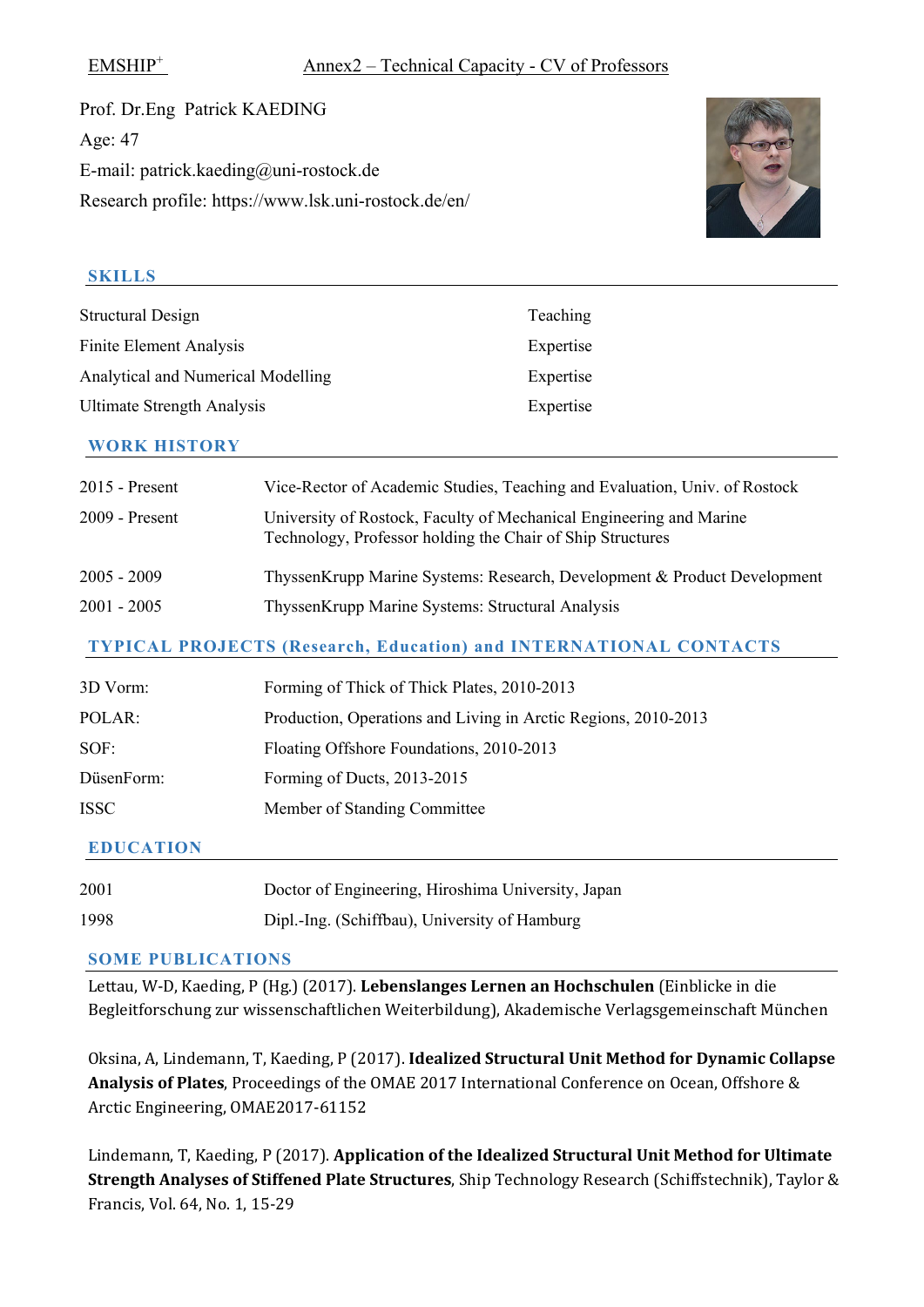EMSHIP+ Annex2 – Technical Capacity - CV of Professors

Prof. Dr.Eng Patrick KAEDING

Age: 47

E-mail: patrick.kaeding@uni-rostock.de

Research profile: https://www.lsk.uni-rostock.de/en/

## SKILLS

| | |
|---|---|
| Structural Design | Teaching |
| Finite Element Analysis | Expertise |
| Analytical and Numerical Modelling | Expertise |
| Ultimate Strength Analysis | Expertise |

## WORK HISTORY

| | |
|---|---|
| 2015 - Present | Vice-Rector of Academic Studies, Teaching and Evaluation, Univ. of Rostock |
| 2009 - Present | University of Rostock, Faculty of Mechanical Engineering and Marine Technology, Professor holding the Chair of Ship Structures |
| 2005 - 2009 | ThyssenKrupp Marine Systems: Research, Development & Product Development |
| 2001 - 2005 | ThyssenKrupp Marine Systems: Structural Analysis |

## TYPICAL PROJECTS (Research, Education) and INTERNATIONAL CONTACTS

| | |
|---|---|
| 3D Vorm: | Forming of Thick of Thick Plates, 2010-2013 |
| POLAR: | Production, Operations and Living in Arctic Regions, 2010-2013 |
| SOF: | Floating Offshore Foundations, 2010-2013 |
| DüsenForm: | Forming of Ducts, 2013-2015 |
| ISSC | Member of Standing Committee |

## EDUCATION

| | |
|---|---|
| 2001 | Doctor of Engineering, Hiroshima University, Japan |
| 1998 | Dipl.-Ing. (Schiffbau), University of Hamburg |

## SOME PUBLICATIONS

Lettau, W-D, Kaeding, P (Hg.) (2017). **Lebenslanges Lernen an Hochschulen** (Einblicke in die Begleitforschung zur wissenschaftlichen Weiterbildung), Akademische Verlagsgemeinschaft München

Oksina, A, Lindemann, T, Kaeding, P (2017). **Idealized Structural Unit Method for Dynamic Collapse Analysis of Plates**, Proceedings of the OMAE 2017 International Conference on Ocean, Offshore & Arctic Engineering, OMAE2017-61152

Lindemann, T, Kaeding, P (2017). **Application of the Idealized Structural Unit Method for Ultimate Strength Analyses of Stiffened Plate Structures**, Ship Technology Research (Schiffstechnik), Taylor & Francis, Vol. 64, No. 1, 15-29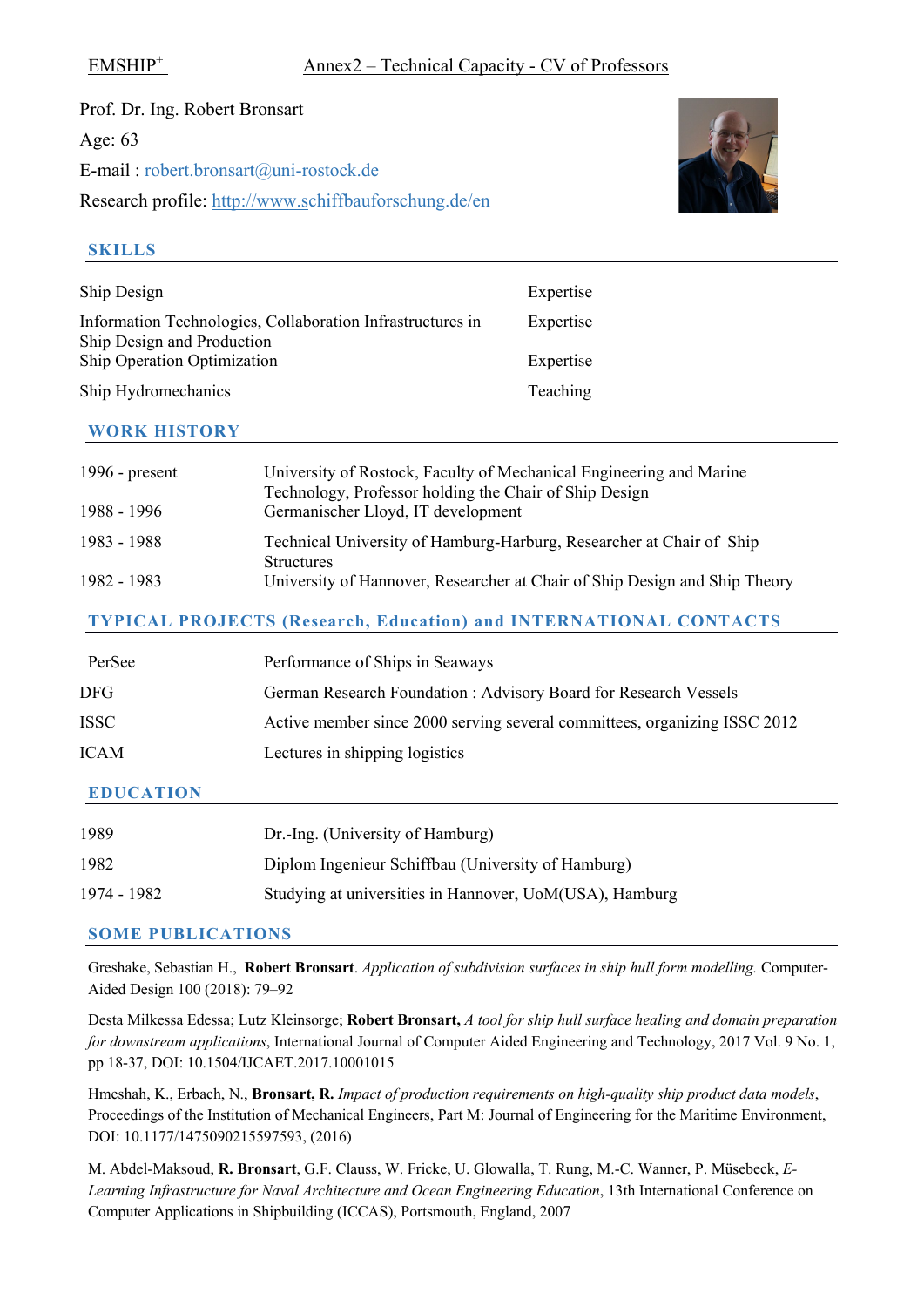Prof. Dr. Ing. Robert Bronsart

Age: 63

E-mail : robert.bronsart@uni-rostock.de

Research profile: http://www.schiffbauforschung.de/en

## SKILLS

| | |
|---|---|
| Ship Design | Expertise |
| Information Technologies, Collaboration Infrastructures in Ship Design and Production | Expertise |
| Ship Operation Optimization | Expertise |
| Ship Hydromechanics | Teaching |

## WORK HISTORY

| | |
|---|---|
| 1996 - present | University of Rostock, Faculty of Mechanical Engineering and Marine Technology, Professor holding the Chair of Ship Design |
| 1988 - 1996 | Germanischer Lloyd, IT development |
| 1983 - 1988 | Technical University of Hamburg-Harburg, Researcher at Chair of Ship Structures |
| 1982 - 1983 | University of Hannover, Researcher at Chair of Ship Design and Ship Theory |

## TYPICAL PROJECTS (Research, Education) and INTERNATIONAL CONTACTS

| | |
|---|---|
| PerSee | Performance of Ships in Seaways |
| DFG | German Research Foundation : Advisory Board for Research Vessels |
| ISSC | Active member since 2000 serving several committees, organizing ISSC 2012 |
| ICAM | Lectures in shipping logistics |

## EDUCATION

| | |
|---|---|
| 1989 | Dr.-Ing. (University of Hamburg) |
| 1982 | Diplom Ingenieur Schiffbau (University of Hamburg) |
| 1974 - 1982 | Studying at universities in Hannover, UoM(USA), Hamburg |

## SOME PUBLICATIONS

Greshake, Sebastian H., **Robert Bronsart**. *Application of subdivision surfaces in ship hull form modelling.* Computer-Aided Design 100 (2018): 79–92

Desta Milkessa Edessa; Lutz Kleinsorge; **Robert Bronsart,** *A tool for ship hull surface healing and domain preparation for downstream applications*, International Journal of Computer Aided Engineering and Technology, 2017 Vol. 9 No. 1, pp 18-37, DOI: 10.1504/IJCAET.2017.10001015

Hmeshah, K., Erbach, N., **Bronsart, R.** *Impact of production requirements on high-quality ship product data models*, Proceedings of the Institution of Mechanical Engineers, Part M: Journal of Engineering for the Maritime Environment, DOI: 10.1177/1475090215597593, (2016)

M. Abdel-Maksoud, **R. Bronsart**, G.F. Clauss, W. Fricke, U. Glowalla, T. Rung, M.-C. Wanner, P. Müsebeck, *E-Learning Infrastructure for Naval Architecture and Ocean Engineering Education*, 13th International Conference on Computer Applications in Shipbuilding (ICCAS), Portsmouth, England, 2007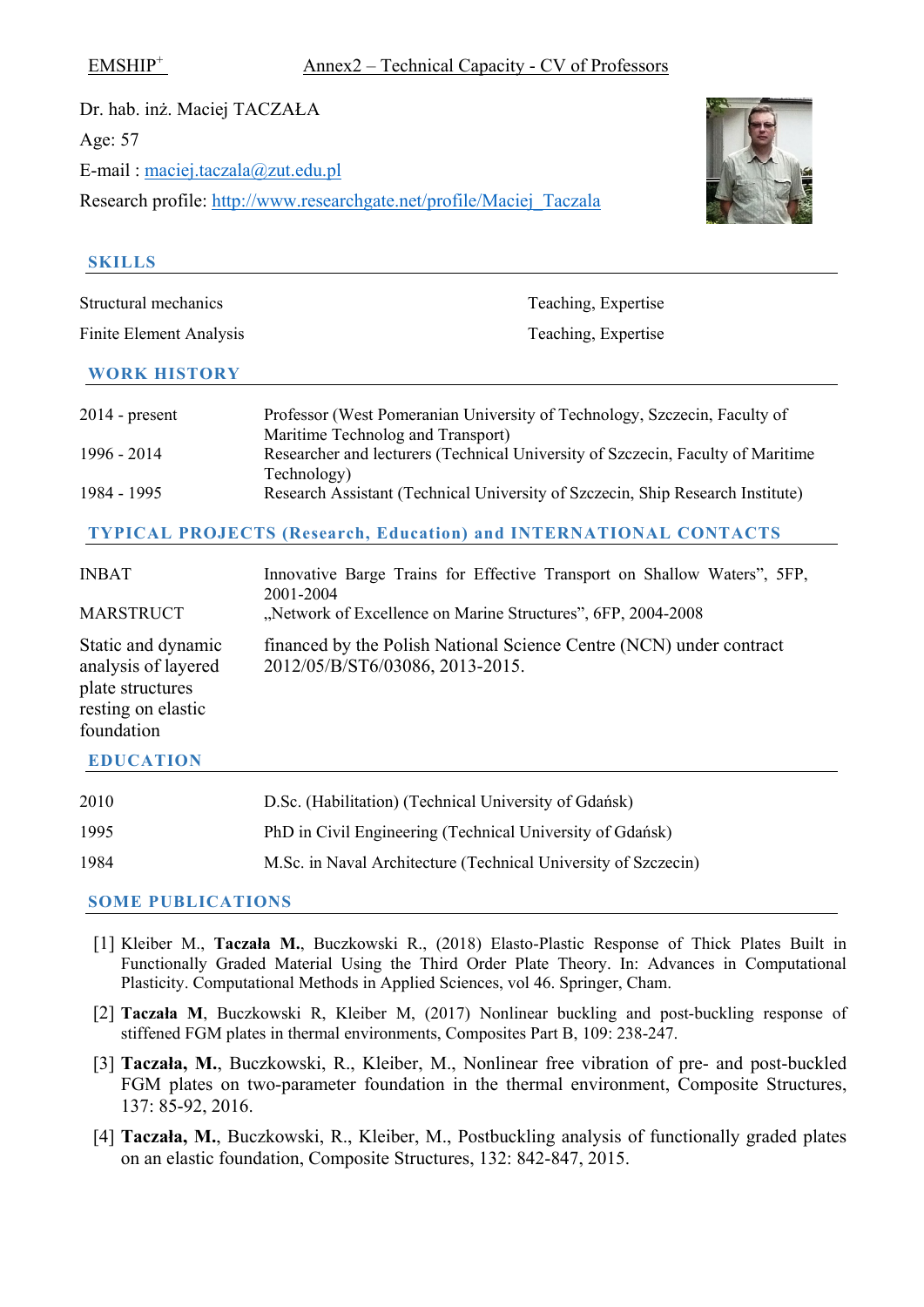Dr. hab. inż. Maciej TACZAŁA

Age: 57

E-mail : maciej.taczala@zut.edu.pl

Research profile: http://www.researchgate.net/profile/Maciej_Taczala

## SKILLS

| | |
|---|---|
| Structural mechanics | Teaching, Expertise |
| Finite Element Analysis | Teaching, Expertise |

## WORK HISTORY

| | |
|---|---|
| 2014 - present | Professor (West Pomeranian University of Technology, Szczecin, Faculty of Maritime Technolog and Transport) |
| 1996 - 2014 | Researcher and lecturers (Technical University of Szczecin, Faculty of Maritime Technology) |
| 1984 - 1995 | Research Assistant (Technical University of Szczecin, Ship Research Institute) |

## TYPICAL PROJECTS (Research, Education) and INTERNATIONAL CONTACTS

| | |
|---|---|
| INBAT | Innovative Barge Trains for Effective Transport on Shallow Waters", 5FP, 2001-2004 |
| MARSTRUCT | „Network of Excellence on Marine Structures", 6FP, 2004-2008 |
| Static and dynamic analysis of layered plate structures resting on elastic foundation | financed by the Polish National Science Centre (NCN) under contract 2012/05/B/ST6/03086, 2013-2015. |

## EDUCATION

| | |
|---|---|
| 2010 | D.Sc. (Habilitation) (Technical University of Gdańsk) |
| 1995 | PhD in Civil Engineering (Technical University of Gdańsk) |
| 1984 | M.Sc. in Naval Architecture (Technical University of Szczecin) |

## SOME PUBLICATIONS

[1] Kleiber M., **Taczała M.**, Buczkowski R., (2018) Elasto-Plastic Response of Thick Plates Built in Functionally Graded Material Using the Third Order Plate Theory. In: Advances in Computational Plasticity. Computational Methods in Applied Sciences, vol 46. Springer, Cham.

[2] **Taczała M**, Buczkowski R, Kleiber M, (2017) Nonlinear buckling and post-buckling response of stiffened FGM plates in thermal environments, Composites Part B, 109: 238-247.

[3] **Taczała, M.**, Buczkowski, R., Kleiber, M., Nonlinear free vibration of pre- and post-buckled FGM plates on two-parameter foundation in the thermal environment, Composite Structures, 137: 85-92, 2016.

[4] **Taczała, M.**, Buczkowski, R., Kleiber, M., Postbuckling analysis of functionally graded plates on an elastic foundation, Composite Structures, 132: 842-847, 2015.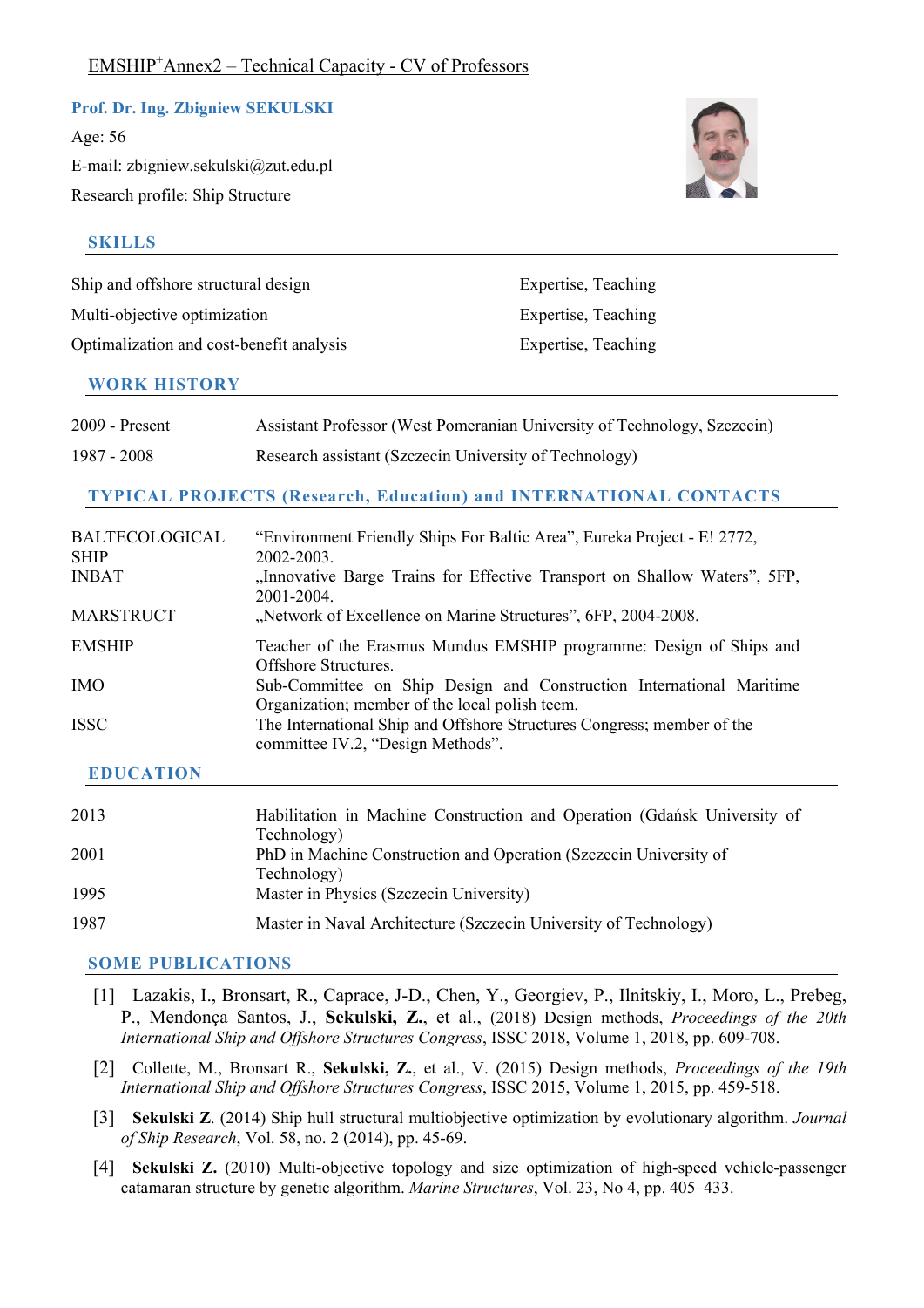EMSHIP[+]Annex2 – Technical Capacity - CV of Professors

**Prof. Dr. Ing. Zbigniew SEKULSKI**

Age: 56

E-mail: zbigniew.sekulski@zut.edu.pl

Research profile: Ship Structure

## SKILLS

| | |
|---|---|
| Ship and offshore structural design | Expertise, Teaching |
| Multi-objective optimization | Expertise, Teaching |
| Optimalization and cost-benefit analysis | Expertise, Teaching |

## WORK HISTORY

| | |
|---|---|
| 2009 - Present | Assistant Professor (West Pomeranian University of Technology, Szczecin) |
| 1987 - 2008 | Research assistant (Szczecin University of Technology) |

## TYPICAL PROJECTS (Research, Education) and INTERNATIONAL CONTACTS

| | |
|---|---|
| BALTECOLOGICAL SHIP | "Environment Friendly Ships For Baltic Area", Eureka Project - E! 2772, 2002-2003. |
| INBAT | „Innovative Barge Trains for Effective Transport on Shallow Waters", 5FP, 2001-2004. |
| MARSTRUCT | „Network of Excellence on Marine Structures", 6FP, 2004-2008. |
| EMSHIP | Teacher of the Erasmus Mundus EMSHIP programme: Design of Ships and Offshore Structures. |
| IMO | Sub-Committee on Ship Design and Construction International Maritime Organization; member of the local polish teem. |
| ISSC | The International Ship and Offshore Structures Congress; member of the committee IV.2, "Design Methods". |

## EDUCATION

| | |
|---|---|
| 2013 | Habilitation in Machine Construction and Operation (Gdańsk University of Technology) |
| 2001 | PhD in Machine Construction and Operation (Szczecin University of Technology) |
| 1995 | Master in Physics (Szczecin University) |
| 1987 | Master in Naval Architecture (Szczecin University of Technology) |

## SOME PUBLICATIONS

[1] Lazakis, I., Bronsart, R., Caprace, J-D., Chen, Y., Georgiev, P., Ilnitskiy, I., Moro, L., Prebeg, P., Mendonça Santos, J., **Sekulski, Z.**, et al., (2018) Design methods, *Proceedings of the 20th International Ship and Offshore Structures Congress*, ISSC 2018, Volume 1, 2018, pp. 609-708.

[2] Collette, M., Bronsart R., **Sekulski, Z.**, et al., V. (2015) Design methods, *Proceedings of the 19th International Ship and Offshore Structures Congress*, ISSC 2015, Volume 1, 2015, pp. 459-518.

[3] **Sekulski Z**. (2014) Ship hull structural multiobjective optimization by evolutionary algorithm. *Journal of Ship Research*, Vol. 58, no. 2 (2014), pp. 45-69.

[4] **Sekulski Z.** (2010) Multi-objective topology and size optimization of high-speed vehicle-passenger catamaran structure by genetic algorithm. *Marine Structures*, Vol. 23, No 4, pp. 405–433.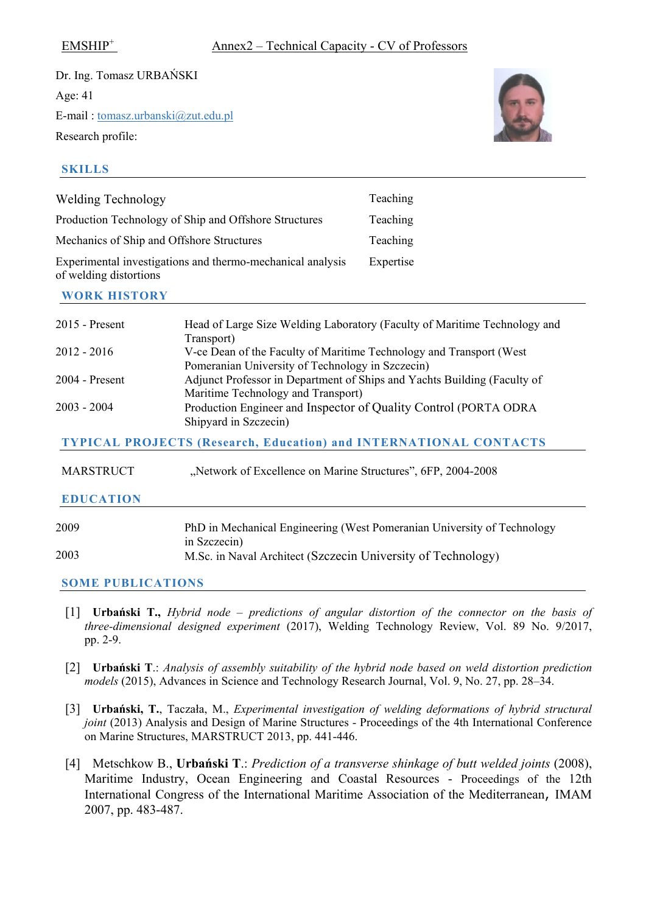Dr. Ing. Tomasz URBAŃSKI

Age: 41

E-mail : tomasz.urbanski@zut.edu.pl

Research profile:

## SKILLS

| | |
|---|---|
| Welding Technology | Teaching |
| Production Technology of Ship and Offshore Structures | Teaching |
| Mechanics of Ship and Offshore Structures | Teaching |
| Experimental investigations and thermo-mechanical analysis of welding distortions | Expertise |

## WORK HISTORY

| | |
|---|---|
| 2015 - Present | Head of Large Size Welding Laboratory (Faculty of Maritime Technology and Transport) |
| 2012 - 2016 | V-ce Dean of the Faculty of Maritime Technology and Transport (West Pomeranian University of Technology in Szczecin) |
| 2004 - Present | Adjunct Professor in Department of Ships and Yachts Building (Faculty of Maritime Technology and Transport) |
| 2003 - 2004 | Production Engineer and Inspector of Quality Control (PORTA ODRA Shipyard in Szczecin) |

## TYPICAL PROJECTS (Research, Education) and INTERNATIONAL CONTACTS

| | |
|---|---|
| MARSTRUCT | „Network of Excellence on Marine Structures", 6FP, 2004-2008 |

## EDUCATION

| | |
|---|---|
| 2009 | PhD in Mechanical Engineering (West Pomeranian University of Technology in Szczecin) |
| 2003 | M.Sc. in Naval Architect (Szczecin University of Technology) |

## SOME PUBLICATIONS

[1] **Urbański T.,** *Hybrid node – predictions of angular distortion of the connector on the basis of three-dimensional designed experiment* (2017), Welding Technology Review, Vol. 89 No. 9/2017, pp. 2-9.

[2] **Urbański T**.: *Analysis of assembly suitability of the hybrid node based on weld distortion prediction models* (2015), Advances in Science and Technology Research Journal, Vol. 9, No. 27, pp. 28–34.

[3] **Urbański, T.**, Taczała, M., *Experimental investigation of welding deformations of hybrid structural joint* (2013) Analysis and Design of Marine Structures - Proceedings of the 4th International Conference on Marine Structures, MARSTRUCT 2013, pp. 441-446.

[4] Metschkow B., **Urbański T**.: *Prediction of a transverse shinkage of butt welded joints* (2008), Maritime Industry, Ocean Engineering and Coastal Resources - Proceedings of the 12th International Congress of the International Maritime Association of the Mediterranean, IMAM 2007, pp. 483-487.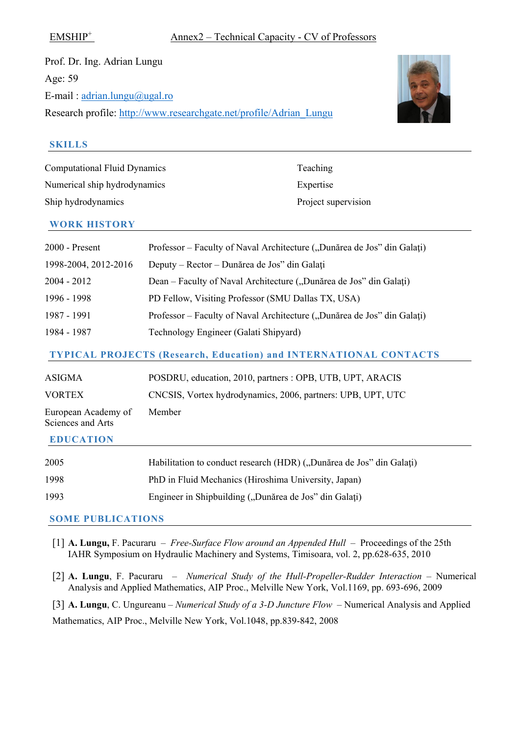Prof. Dr. Ing. Adrian Lungu

Age: 59

E-mail : adrian.lungu@ugal.ro

Research profile: http://www.researchgate.net/profile/Adrian_Lungu

## SKILLS

| | |
|---|---|
| Computational Fluid Dynamics | Teaching |
| Numerical ship hydrodynamics | Expertise |
| Ship hydrodynamics | Project supervision |

## WORK HISTORY

| | |
|---|---|
| 2000 - Present | Professor – Faculty of Naval Architecture („Dunărea de Jos” din Galaţi) |
| 1998-2004, 2012-2016 | Deputy – Rector – Dunărea de Jos” din Galaţi |
| 2004 - 2012 | Dean – Faculty of Naval Architecture („Dunărea de Jos” din Galaţi) |
| 1996 - 1998 | PD Fellow, Visiting Professor (SMU Dallas TX, USA) |
| 1987 - 1991 | Professor – Faculty of Naval Architecture („Dunărea de Jos” din Galaţi) |
| 1984 - 1987 | Technology Engineer (Galati Shipyard) |

## TYPICAL PROJECTS (Research, Education) and INTERNATIONAL CONTACTS

| | |
|---|---|
| ASIGMA | POSDRU, education, 2010, partners : OPB, UTB, UPT, ARACIS |
| VORTEX | CNCSIS, Vortex hydrodynamics, 2006, partners: UPB, UPT, UTC |
| European Academy of Sciences and Arts | Member |

## EDUCATION

| | |
|---|---|
| 2005 | Habilitation to conduct research (HDR) („Dunărea de Jos” din Galaţi) |
| 1998 | PhD in Fluid Mechanics (Hiroshima University, Japan) |
| 1993 | Engineer in Shipbuilding („Dunărea de Jos” din Galaţi) |

## SOME PUBLICATIONS

[1] **A. Lungu,** F. Pacuraru – *Free-Surface Flow around an Appended Hull* – Proceedings of the 25th IAHR Symposium on Hydraulic Machinery and Systems, Timisoara, vol. 2, pp.628-635, 2010

[2] **A. Lungu**, F. Pacuraru – *Numerical Study of the Hull-Propeller-Rudder Interaction* – Numerical Analysis and Applied Mathematics, AIP Proc., Melville New York, Vol.1169, pp. 693-696, 2009

[3] **A. Lungu**, C. Ungureanu – *Numerical Study of a 3-D Juncture Flow* – Numerical Analysis and Applied Mathematics, AIP Proc., Melville New York, Vol.1048, pp.839-842, 2008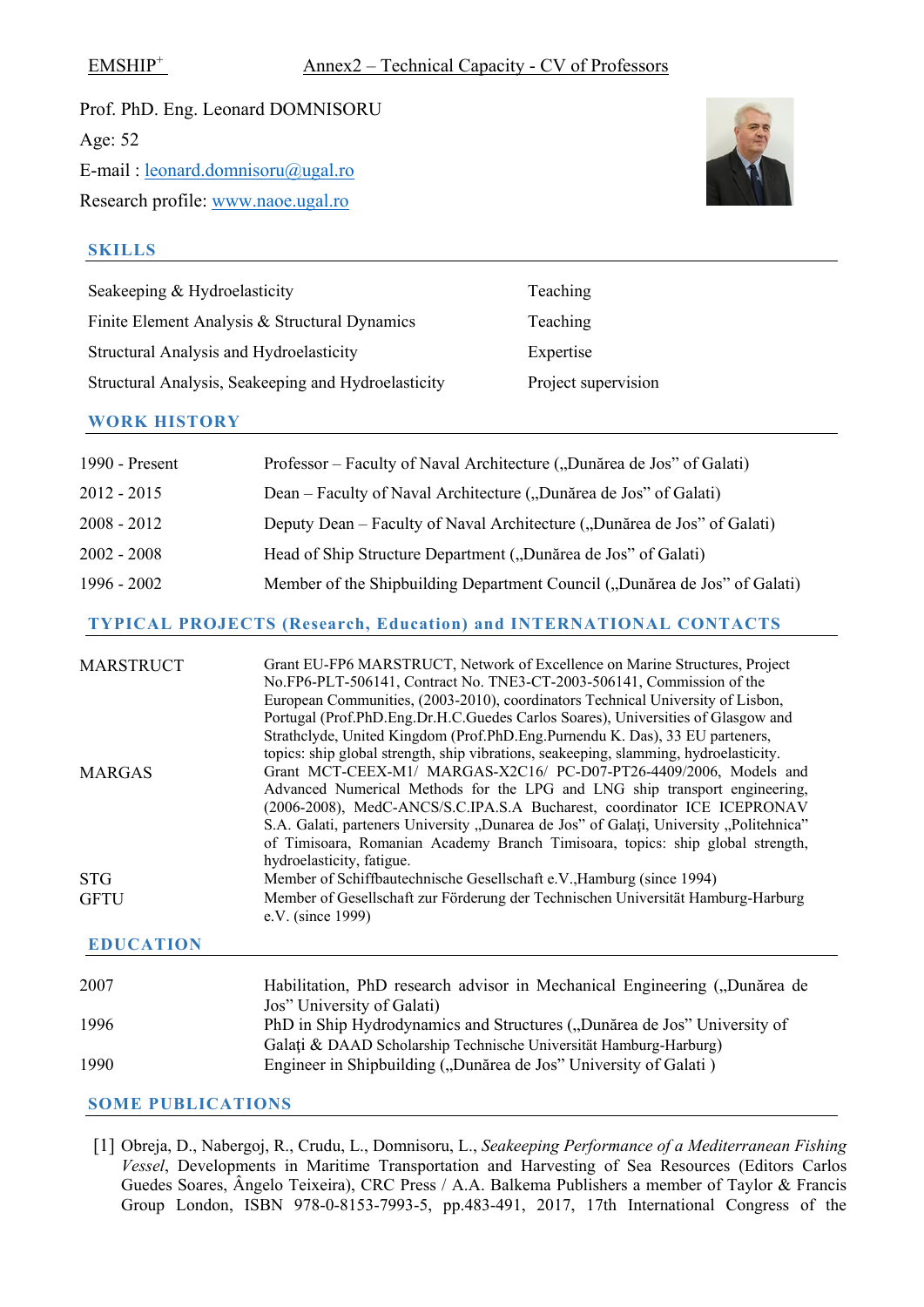Prof. PhD. Eng. Leonard DOMNISORU

Age: 52

E-mail : leonard.domnisoru@ugal.ro

Research profile: www.naoe.ugal.ro

## SKILLS

| | |
|---|---|
| Seakeeping & Hydroelasticity | Teaching |
| Finite Element Analysis & Structural Dynamics | Teaching |
| Structural Analysis and Hydroelasticity | Expertise |
| Structural Analysis, Seakeeping and Hydroelasticity | Project supervision |

## WORK HISTORY

| | |
|---|---|
| 1990 - Present | Professor – Faculty of Naval Architecture („Dunărea de Jos" of Galati) |
| 2012 - 2015 | Dean – Faculty of Naval Architecture („Dunărea de Jos" of Galati) |
| 2008 - 2012 | Deputy Dean – Faculty of Naval Architecture („Dunărea de Jos" of Galati) |
| 2002 - 2008 | Head of Ship Structure Department („Dunărea de Jos" of Galati) |
| 1996 - 2002 | Member of the Shipbuilding Department Council („Dunărea de Jos" of Galati) |

## TYPICAL PROJECTS (Research, Education) and INTERNATIONAL CONTACTS

| | |
|---|---|
| MARSTRUCT | Grant EU-FP6 MARSTRUCT, Network of Excellence on Marine Structures, Project No.FP6-PLT-506141, Contract No. TNE3-CT-2003-506141, Commission of the European Communities, (2003-2010), coordinators Technical University of Lisbon, Portugal (Prof.PhD.Eng.Dr.H.C.Guedes Carlos Soares), Universities of Glasgow and Strathclyde, United Kingdom (Prof.PhD.Eng.Purnendu K. Das), 33 EU parteners, topics: ship global strength, ship vibrations, seakeeping, slamming, hydroelasticity. |
| MARGAS | Grant MCT-CEEX-M1/ MARGAS-X2C16/ PC-D07-PT26-4409/2006, Models and Advanced Numerical Methods for the LPG and LNG ship transport engineering, (2006-2008), MedC-ANCS/S.C.IPA.S.A Bucharest, coordinator ICE ICEPRONAV S.A. Galati, parteners University „Dunarea de Jos" of Galați, University „Politehnica" of Timisoara, Romanian Academy Branch Timisoara, topics: ship global strength, hydroelasticity, fatigue. |
| STG | Member of Schiffbautechnische Gesellschaft e.V.,Hamburg (since 1994) |
| GFTU | Member of Gesellschaft zur Förderung der Technischen Universität Hamburg-Harburg e.V. (since 1999) |

## EDUCATION

| | |
|---|---|
| 2007 | Habilitation, PhD research advisor in Mechanical Engineering („Dunărea de Jos" University of Galati) |
| 1996 | PhD in Ship Hydrodynamics and Structures („Dunărea de Jos" University of Galați & DAAD Scholarship Technische Universität Hamburg-Harburg) |
| 1990 | Engineer in Shipbuilding („Dunărea de Jos" University of Galati ) |

## SOME PUBLICATIONS

[1] Obreja, D., Nabergoj, R., Crudu, L., Domnisoru, L., *Seakeeping Performance of a Mediterranean Fishing Vessel*, Developments in Maritime Transportation and Harvesting of Sea Resources (Editors Carlos Guedes Soares, Ângelo Teixeira), CRC Press / A.A. Balkema Publishers a member of Taylor & Francis Group London, ISBN 978-0-8153-7993-5, pp.483-491, 2017, 17th International Congress of the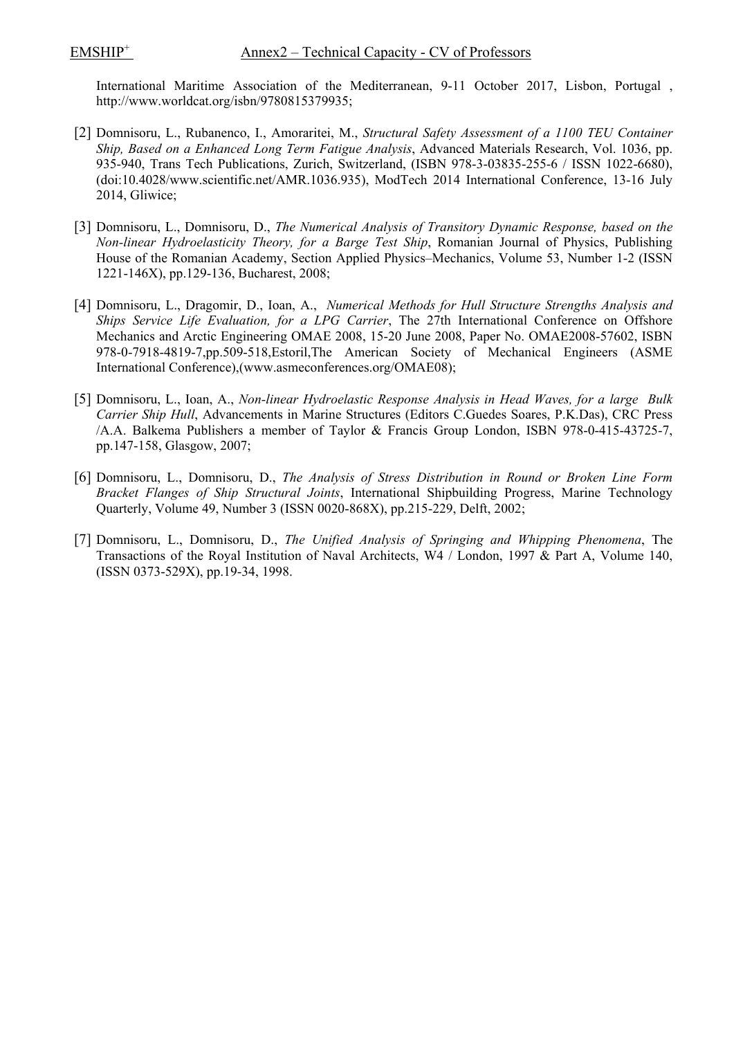International Maritime Association of the Mediterranean, 9-11 October 2017, Lisbon, Portugal , http://www.worldcat.org/isbn/9780815379935;

[2] Domnisoru, L., Rubanenco, I., Amoraritei, M., *Structural Safety Assessment of a 1100 TEU Container Ship, Based on a Enhanced Long Term Fatigue Analysis*, Advanced Materials Research, Vol. 1036, pp. 935-940, Trans Tech Publications, Zurich, Switzerland, (ISBN 978-3-03835-255-6 / ISSN 1022-6680), (doi:10.4028/www.scientific.net/AMR.1036.935), ModTech 2014 International Conference, 13-16 July 2014, Gliwice;

[3] Domnisoru, L., Domnisoru, D., *The Numerical Analysis of Transitory Dynamic Response, based on the Non-linear Hydroelasticity Theory, for a Barge Test Ship*, Romanian Journal of Physics, Publishing House of the Romanian Academy, Section Applied Physics–Mechanics, Volume 53, Number 1-2 (ISSN 1221-146X), pp.129-136, Bucharest, 2008;

[4] Domnisoru, L., Dragomir, D., Ioan, A., *Numerical Methods for Hull Structure Strengths Analysis and Ships Service Life Evaluation, for a LPG Carrier*, The 27th International Conference on Offshore Mechanics and Arctic Engineering OMAE 2008, 15-20 June 2008, Paper No. OMAE2008-57602, ISBN 978-0-7918-4819-7,pp.509-518,Estoril,The American Society of Mechanical Engineers (ASME International Conference),(www.asmeconferences.org/OMAE08);

[5] Domnisoru, L., Ioan, A., *Non-linear Hydroelastic Response Analysis in Head Waves, for a large Bulk Carrier Ship Hull*, Advancements in Marine Structures (Editors C.Guedes Soares, P.K.Das), CRC Press /A.A. Balkema Publishers a member of Taylor & Francis Group London, ISBN 978-0-415-43725-7, pp.147-158, Glasgow, 2007;

[6] Domnisoru, L., Domnisoru, D., *The Analysis of Stress Distribution in Round or Broken Line Form Bracket Flanges of Ship Structural Joints*, International Shipbuilding Progress, Marine Technology Quarterly, Volume 49, Number 3 (ISSN 0020-868X), pp.215-229, Delft, 2002;

[7] Domnisoru, L., Domnisoru, D., *The Unified Analysis of Springing and Whipping Phenomena*, The Transactions of the Royal Institution of Naval Architects, W4 / London, 1997 & Part A, Volume 140, (ISSN 0373-529X), pp.19-34, 1998.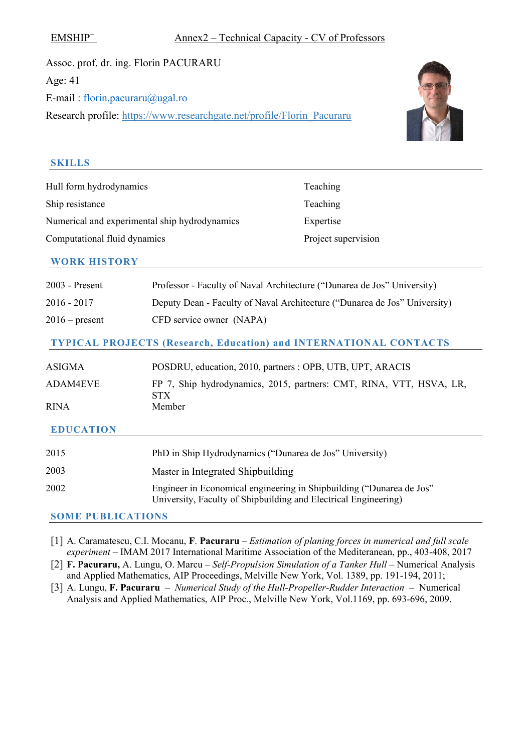Assoc. prof. dr. ing. Florin PACURARU

Age: 41

E-mail : florin.pacuraru@ugal.ro

Research profile: https://www.researchgate.net/profile/Florin_Pacuraru

## SKILLS

| | |
|---|---|
| Hull form hydrodynamics | Teaching |
| Ship resistance | Teaching |
| Numerical and experimental ship hydrodynamics | Expertise |
| Computational fluid dynamics | Project supervision |

## WORK HISTORY

| | |
|---|---|
| 2003 - Present | Professor - Faculty of Naval Architecture ("Dunarea de Jos" University) |
| 2016 - 2017 | Deputy Dean - Faculty of Naval Architecture ("Dunarea de Jos" University) |
| 2016 – present | CFD service owner (NAPA) |

## TYPICAL PROJECTS (Research, Education) and INTERNATIONAL CONTACTS

| | |
|---|---|
| ASIGMA | POSDRU, education, 2010, partners : OPB, UTB, UPT, ARACIS |
| ADAM4EVE | FP 7, Ship hydrodynamics, 2015, partners: CMT, RINA, VTT, HSVA, LR, STX |
| RINA | Member |

## EDUCATION

| | |
|---|---|
| 2015 | PhD in Ship Hydrodynamics ("Dunarea de Jos" University) |
| 2003 | Master in Integrated Shipbuilding |
| 2002 | Engineer in Economical engineering in Shipbuilding ("Dunarea de Jos" University, Faculty of Shipbuilding and Electrical Engineering) |

## SOME PUBLICATIONS

[1] A. Caramatescu, C.I. Mocanu, **F. Pacuraru** – *Estimation of planing forces in numerical and full scale experiment* – IMAM 2017 International Maritime Association of the Mediteranean, pp., 403-408, 2017

[2] **F. Pacuraru,** A. Lungu, O. Marcu – *Self-Propulsion Simulation of a Tanker Hull* – Numerical Analysis and Applied Mathematics, AIP Proceedings, Melville New York, Vol. 1389, pp. 191-194, 2011;

[3] A. Lungu, **F. Pacuraru** – *Numerical Study of the Hull-Propeller-Rudder Interaction* – Numerical Analysis and Applied Mathematics, AIP Proc., Melville New York, Vol.1169, pp. 693-696, 2009.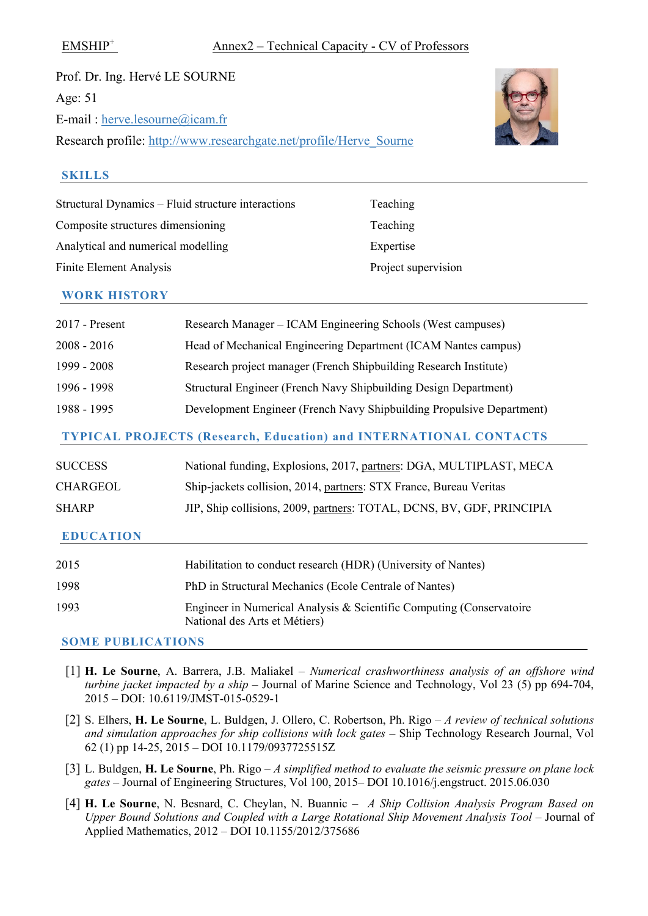Prof. Dr. Ing. Hervé LE SOURNE

Age: 51

E-mail : herve.lesourne@icam.fr

Research profile: http://www.researchgate.net/profile/Herve_Sourne

## SKILLS

| | |
|---|---|
| Structural Dynamics – Fluid structure interactions | Teaching |
| Composite structures dimensioning | Teaching |
| Analytical and numerical modelling | Expertise |
| Finite Element Analysis | Project supervision |

## WORK HISTORY

| | |
|---|---|
| 2017 - Present | Research Manager – ICAM Engineering Schools (West campuses) |
| 2008 - 2016 | Head of Mechanical Engineering Department (ICAM Nantes campus) |
| 1999 - 2008 | Research project manager (French Shipbuilding Research Institute) |
| 1996 - 1998 | Structural Engineer (French Navy Shipbuilding Design Department) |
| 1988 - 1995 | Development Engineer (French Navy Shipbuilding Propulsive Department) |

## TYPICAL PROJECTS (Research, Education) and INTERNATIONAL CONTACTS

| | |
|---|---|
| SUCCESS | National funding, Explosions, 2017, partners: DGA, MULTIPLAST, MECA |
| CHARGEOL | Ship-jackets collision, 2014, partners: STX France, Bureau Veritas |
| SHARP | JIP, Ship collisions, 2009, partners: TOTAL, DCNS, BV, GDF, PRINCIPIA |

## EDUCATION

| | |
|---|---|
| 2015 | Habilitation to conduct research (HDR) (University of Nantes) |
| 1998 | PhD in Structural Mechanics (Ecole Centrale of Nantes) |
| 1993 | Engineer in Numerical Analysis & Scientific Computing (Conservatoire National des Arts et Métiers) |

## SOME PUBLICATIONS

[1] **H. Le Sourne**, A. Barrera, J.B. Maliakel – *Numerical crashworthiness analysis of an offshore wind turbine jacket impacted by a ship* – Journal of Marine Science and Technology, Vol 23 (5) pp 694-704, 2015 – DOI: 10.6119/JMST-015-0529-1

[2] S. Elhers, **H. Le Sourne**, L. Buldgen, J. Ollero, C. Robertson, Ph. Rigo – *A review of technical solutions and simulation approaches for ship collisions with lock gates* – Ship Technology Research Journal, Vol 62 (1) pp 14-25, 2015 – DOI 10.1179/0937725515Z

[3] L. Buldgen, **H. Le Sourne**, Ph. Rigo – *A simplified method to evaluate the seismic pressure on plane lock gates* – Journal of Engineering Structures, Vol 100, 2015– DOI 10.1016/j.engstruct. 2015.06.030

[4] **H. Le Sourne**, N. Besnard, C. Cheylan, N. Buannic – *A Ship Collision Analysis Program Based on Upper Bound Solutions and Coupled with a Large Rotational Ship Movement Analysis Tool* – Journal of Applied Mathematics, 2012 – DOI 10.1155/2012/375686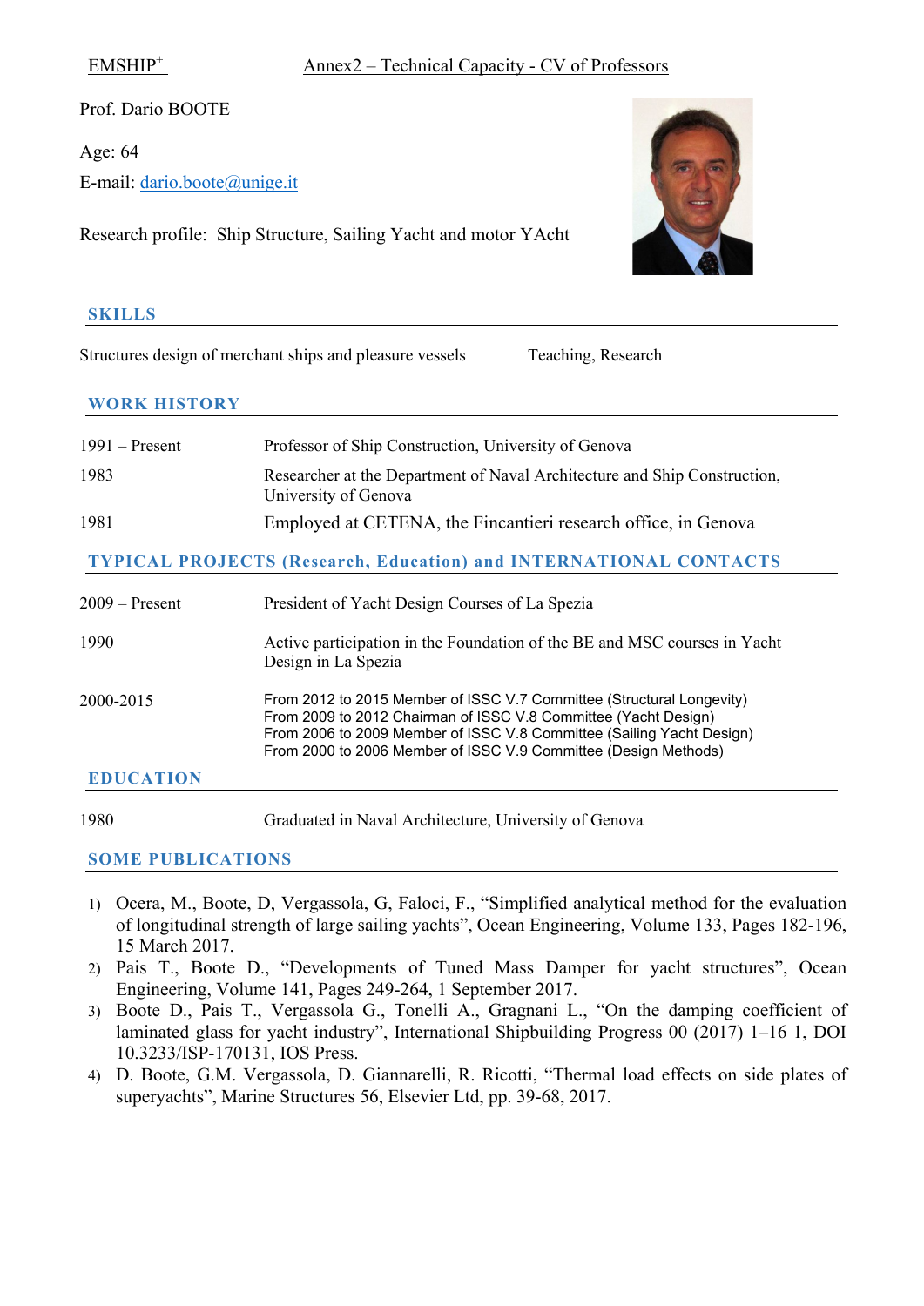Prof. Dario BOOTE

Age: 64

E-mail: dario.boote@unige.it

Research profile: Ship Structure, Sailing Yacht and motor YAcht

## SKILLS

Structures design of merchant ships and pleasure vessels — Teaching, Research

## WORK HISTORY

| | |
|---|---|
| 1991 – Present | Professor of Ship Construction, University of Genova |
| 1983 | Researcher at the Department of Naval Architecture and Ship Construction, University of Genova |
| 1981 | Employed at CETENA, the Fincantieri research office, in Genova |

## TYPICAL PROJECTS (Research, Education) and INTERNATIONAL CONTACTS

| | |
|---|---|
| 2009 – Present | President of Yacht Design Courses of La Spezia |
| 1990 | Active participation in the Foundation of the BE and MSC courses in Yacht Design in La Spezia |
| 2000-2015 | From 2012 to 2015 Member of ISSC V.7 Committee (Structural Longevity)<br>From 2009 to 2012 Chairman of ISSC V.8 Committee (Yacht Design)<br>From 2006 to 2009 Member of ISSC V.8 Committee (Sailing Yacht Design)<br>From 2000 to 2006 Member of ISSC V.9 Committee (Design Methods) |

## EDUCATION

| | |
|---|---|
| 1980 | Graduated in Naval Architecture, University of Genova |

## SOME PUBLICATIONS

1) Ocera, M., Boote, D, Vergassola, G, Faloci, F., “Simplified analytical method for the evaluation of longitudinal strength of large sailing yachts”, Ocean Engineering, Volume 133, Pages 182-196, 15 March 2017.
2) Pais T., Boote D., “Developments of Tuned Mass Damper for yacht structures”, Ocean Engineering, Volume 141, Pages 249-264, 1 September 2017.
3) Boote D., Pais T., Vergassola G., Tonelli A., Gragnani L., “On the damping coefficient of laminated glass for yacht industry”, International Shipbuilding Progress 00 (2017) 1–16 1, DOI 10.3233/ISP-170131, IOS Press.
4) D. Boote, G.M. Vergassola, D. Giannarelli, R. Ricotti, “Thermal load effects on side plates of superyachts”, Marine Structures 56, Elsevier Ltd, pp. 39-68, 2017.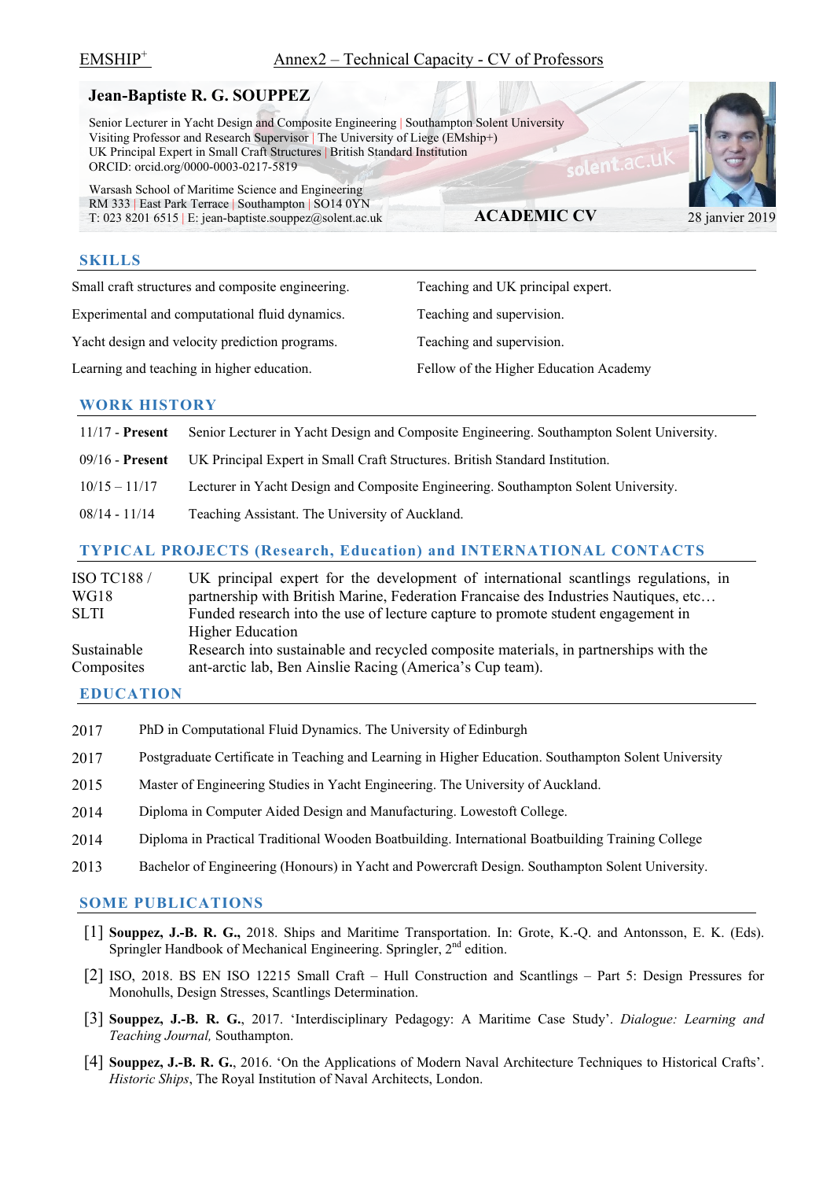# Jean-Baptiste R. G. SOUPPEZ

Senior Lecturer in Yacht Design and Composite Engineering | Southampton Solent University
Visiting Professor and Research Supervisor | The University of Liege (EMship+)
UK Principal Expert in Small Craft Structures | British Standard Institution
ORCID: orcid.org/0000-0003-0217-5819

Warsash School of Maritime Science and Engineering
RM 333 | East Park Terrace | Southampton | SO14 0YN
T: 023 8201 6515 | E: jean-baptiste.souppez@solent.ac.uk

**ACADEMIC CV**

28 janvier 2019

## SKILLS

| | |
|---|---|
| Small craft structures and composite engineering. | Teaching and UK principal expert. |
| Experimental and computational fluid dynamics. | Teaching and supervision. |
| Yacht design and velocity prediction programs. | Teaching and supervision. |
| Learning and teaching in higher education. | Fellow of the Higher Education Academy |

## WORK HISTORY

| | |
|---|---|
| 11/17 - **Present** | Senior Lecturer in Yacht Design and Composite Engineering. Southampton Solent University. |
| 09/16 - **Present** | UK Principal Expert in Small Craft Structures. British Standard Institution. |
| 10/15 – 11/17 | Lecturer in Yacht Design and Composite Engineering. Southampton Solent University. |
| 08/14 - 11/14 | Teaching Assistant. The University of Auckland. |

## TYPICAL PROJECTS (Research, Education) and INTERNATIONAL CONTACTS

| | |
|---|---|
| ISO TC188 / WG18 | UK principal expert for the development of international scantlings regulations, in partnership with British Marine, Federation Francaise des Industries Nautiques, etc… |
| SLTI | Funded research into the use of lecture capture to promote student engagement in Higher Education |
| Sustainable Composites | Research into sustainable and recycled composite materials, in partnerships with the ant-arctic lab, Ben Ainslie Racing (America's Cup team). |

## EDUCATION

| | |
|---|---|
| 2017 | PhD in Computational Fluid Dynamics. The University of Edinburgh |
| 2017 | Postgraduate Certificate in Teaching and Learning in Higher Education. Southampton Solent University |
| 2015 | Master of Engineering Studies in Yacht Engineering. The University of Auckland. |
| 2014 | Diploma in Computer Aided Design and Manufacturing. Lowestoft College. |
| 2014 | Diploma in Practical Traditional Wooden Boatbuilding. International Boatbuilding Training College |
| 2013 | Bachelor of Engineering (Honours) in Yacht and Powercraft Design. Southampton Solent University. |

## SOME PUBLICATIONS

[1] **Souppez, J.-B. R. G.,** 2018. Ships and Maritime Transportation. In: Grote, K.-Q. and Antonsson, E. K. (Eds). Springler Handbook of Mechanical Engineering. Springler, 2nd edition.

[2] ISO, 2018. BS EN ISO 12215 Small Craft – Hull Construction and Scantlings – Part 5: Design Pressures for Monohulls, Design Stresses, Scantlings Determination.

[3] **Souppez, J.-B. R. G.**, 2017. 'Interdisciplinary Pedagogy: A Maritime Case Study'. *Dialogue: Learning and Teaching Journal,* Southampton.

[4] **Souppez, J.-B. R. G.**, 2016. 'On the Applications of Modern Naval Architecture Techniques to Historical Crafts'. *Historic Ships*, The Royal Institution of Naval Architects, London.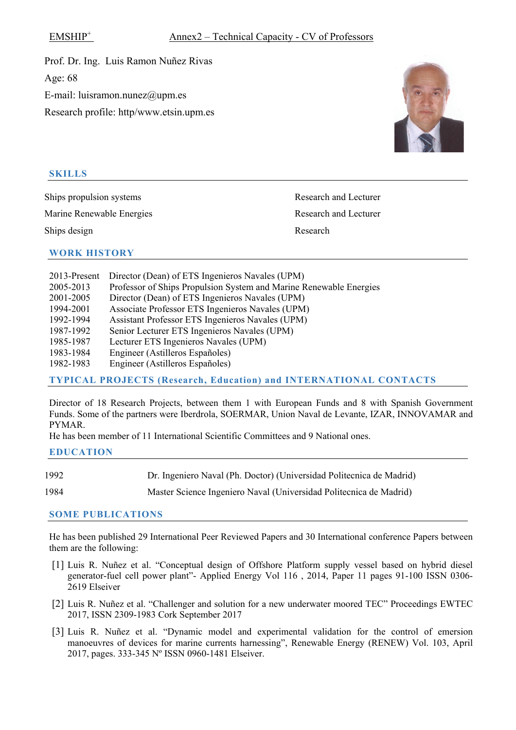Prof. Dr. Ing. Luis Ramon Nuñez Rivas

Age: 68

E-mail: luisramon.nunez@upm.es

Research profile: http/www.etsin.upm.es

## SKILLS

| | |
|---|---|
| Ships propulsion systems | Research and Lecturer |
| Marine Renewable Energies | Research and Lecturer |
| Ships design | Research |

## WORK HISTORY

| | |
|---|---|
| 2013-Present | Director (Dean) of ETS Ingenieros Navales (UPM) |
| 2005-2013 | Professor of Ships Propulsion System and Marine Renewable Energies |
| 2001-2005 | Director (Dean) of ETS Ingenieros Navales (UPM) |
| 1994-2001 | Associate Professor ETS Ingenieros Navales (UPM) |
| 1992-1994 | Assistant Professor ETS Ingenieros Navales (UPM) |
| 1987-1992 | Senior Lecturer ETS Ingenieros Navales (UPM) |
| 1985-1987 | Lecturer ETS Ingenieros Navales (UPM) |
| 1983-1984 | Engineer (Astilleros Españoles) |
| 1982-1983 | Engineer (Astilleros Españoles) |

## TYPICAL PROJECTS (Research, Education) and INTERNATIONAL CONTACTS

Director of 18 Research Projects, between them 1 with European Funds and 8 with Spanish Government Funds. Some of the partners were Iberdrola, SOERMAR, Union Naval de Levante, IZAR, INNOVAMAR and PYMAR.

He has been member of 11 International Scientific Committees and 9 National ones.

## EDUCATION

| | |
|---|---|
| 1992 | Dr. Ingeniero Naval (Ph. Doctor) (Universidad Politecnica de Madrid) |
| 1984 | Master Science Ingeniero Naval (Universidad Politecnica de Madrid) |

## SOME PUBLICATIONS

He has been published 29 International Peer Reviewed Papers and 30 International conference Papers between them are the following:

[1] Luis R. Nuñez et al. "Conceptual design of Offshore Platform supply vessel based on hybrid diesel generator-fuel cell power plant"- Applied Energy Vol 116 , 2014, Paper 11 pages 91-100 ISSN 0306-2619 Elseiver

[2] Luis R. Nuñez et al. "Challenger and solution for a new underwater moored TEC" Proceedings EWTEC 2017, ISSN 2309-1983 Cork September 2017

[3] Luis R. Nuñez et al. "Dynamic model and experimental validation for the control of emersion manoeuvres of devices for marine currents harnessing", Renewable Energy (RENEW) Vol. 103, April 2017, pages. 333-345 Nº ISSN 0960-1481 Elseiver.